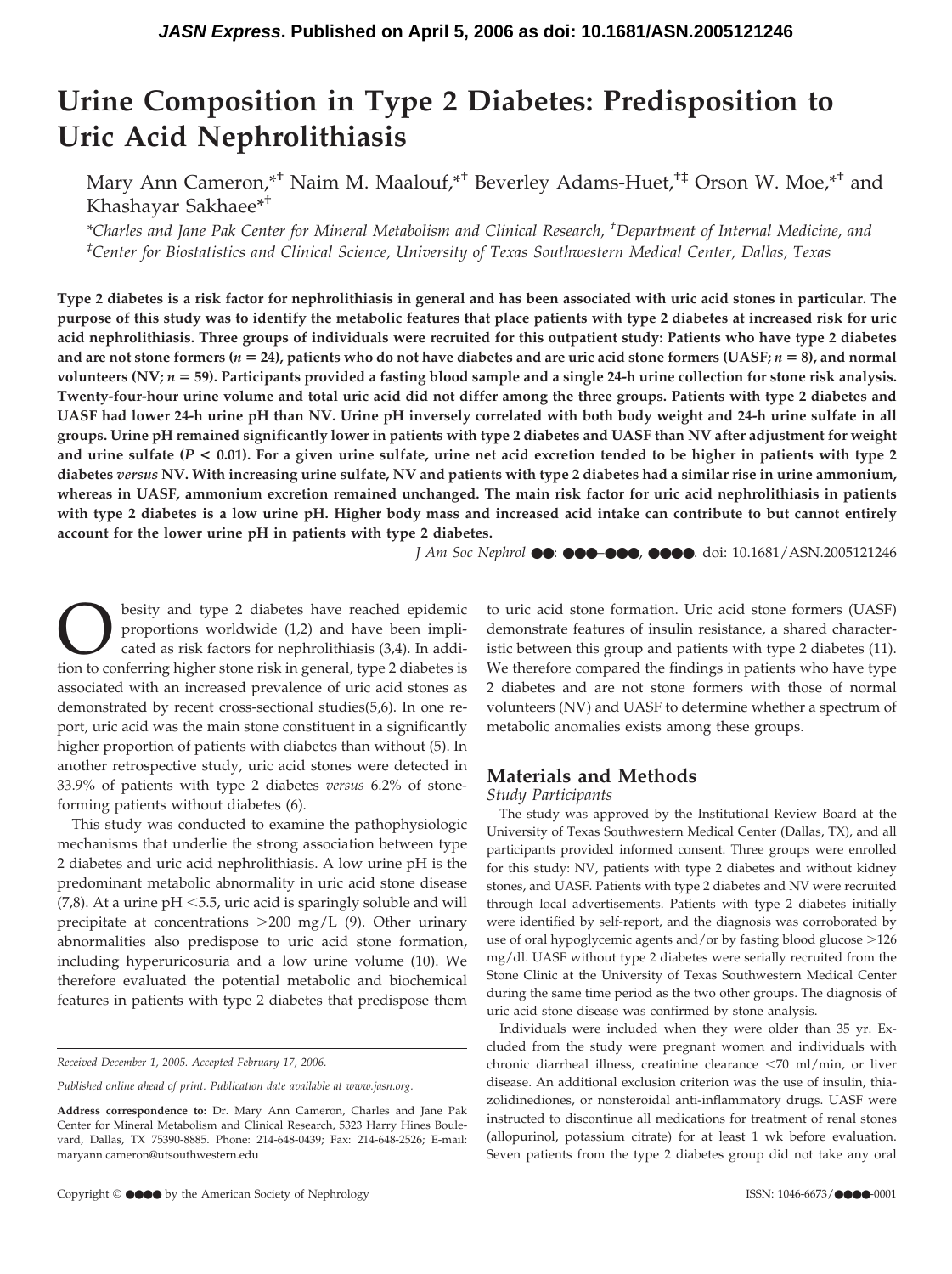JASN Express. Published on April 5, 2006 as doi: 10.1681/ASN.2005121246

# Urine Composition in Type 2 Diabetes: Predisposition to Uric Acid Nephrolithiasis

Mary Ann Cameron,[*†] Naim M. Maalouf,[*†] Beverley Adams-Huet,[†‡] Orson W. Moe,[*†] and Khashayar Sakhaee[*†]

[*]Charles and Jane Pak Center for Mineral Metabolism and Clinical Research, [†]Department of Internal Medicine, and [‡]Center for Biostatistics and Clinical Science, University of Texas Southwestern Medical Center, Dallas, Texas

**Type 2 diabetes is a risk factor for nephrolithiasis in general and has been associated with uric acid stones in particular. The purpose of this study was to identify the metabolic features that place patients with type 2 diabetes at increased risk for uric acid nephrolithiasis. Three groups of individuals were recruited for this outpatient study: Patients who have type 2 diabetes and are not stone formers (*n* = 24), patients who do not have diabetes and are uric acid stone formers (UASF; *n* = 8), and normal volunteers (NV; *n* = 59). Participants provided a fasting blood sample and a single 24-h urine collection for stone risk analysis. Twenty-four-hour urine volume and total uric acid did not differ among the three groups. Patients with type 2 diabetes and UASF had lower 24-h urine pH than NV. Urine pH inversely correlated with both body weight and 24-h urine sulfate in all groups. Urine pH remained significantly lower in patients with type 2 diabetes and UASF than NV after adjustment for weight and urine sulfate ($P < 0.01$). For a given urine sulfate, urine net acid excretion tended to be higher in patients with type 2 diabetes *versus* NV. With increasing urine sulfate, NV and patients with type 2 diabetes had a similar rise in urine ammonium, whereas in UASF, ammonium excretion remained unchanged. The main risk factor for uric acid nephrolithiasis in patients with type 2 diabetes is a low urine pH. Higher body mass and increased acid intake can contribute to but cannot entirely account for the lower urine pH in patients with type 2 diabetes.**

*J Am Soc Nephrol* ●●: ●●●–●●●, ●●●●. doi: 10.1681/ASN.2005121246

Obesity and type 2 diabetes have reached epidemic proportions worldwide (1,2) and have been implicated as risk factors for nephrolithiasis (3,4). In addition to conferring higher stone risk in general, type 2 diabetes is associated with an increased prevalence of uric acid stones as demonstrated by recent cross-sectional studies(5,6). In one report, uric acid was the main stone constituent in a significantly higher proportion of patients with diabetes than without (5). In another retrospective study, uric acid stones were detected in 33.9% of patients with type 2 diabetes *versus* 6.2% of stone-forming patients without diabetes (6).

This study was conducted to examine the pathophysiologic mechanisms that underlie the strong association between type 2 diabetes and uric acid nephrolithiasis. A low urine pH is the predominant metabolic abnormality in uric acid stone disease (7,8). At a urine pH <5.5, uric acid is sparingly soluble and will precipitate at concentrations >200 mg/L (9). Other urinary abnormalities also predispose to uric acid stone formation, including hyperuricosuria and a low urine volume (10). We therefore evaluated the potential metabolic and biochemical features in patients with type 2 diabetes that predispose them to uric acid stone formation. Uric acid stone formers (UASF) demonstrate features of insulin resistance, a shared characteristic between this group and patients with type 2 diabetes (11). We therefore compared the findings in patients who have type 2 diabetes and are not stone formers with those of normal volunteers (NV) and UASF to determine whether a spectrum of metabolic anomalies exists among these groups.

## Materials and Methods

### Study Participants

The study was approved by the Institutional Review Board at the University of Texas Southwestern Medical Center (Dallas, TX), and all participants provided informed consent. Three groups were enrolled for this study: NV, patients with type 2 diabetes and without kidney stones, and UASF. Patients with type 2 diabetes and NV were recruited through local advertisements. Patients with type 2 diabetes initially were identified by self-report, and the diagnosis was corroborated by use of oral hypoglycemic agents and/or by fasting blood glucose >126 mg/dl. UASF without type 2 diabetes were serially recruited from the Stone Clinic at the University of Texas Southwestern Medical Center during the same time period as the two other groups. The diagnosis of uric acid stone disease was confirmed by stone analysis.

Individuals were included when they were older than 35 yr. Excluded from the study were pregnant women and individuals with chronic diarrheal illness, creatinine clearance <70 ml/min, or liver disease. An additional exclusion criterion was the use of insulin, thiazolidinediones, or nonsteroidal anti-inflammatory drugs. UASF were instructed to discontinue all medications for treatment of renal stones (allopurinol, potassium citrate) for at least 1 wk before evaluation. Seven patients from the type 2 diabetes group did not take any oral

Received December 1, 2005. Accepted February 17, 2006.

Published online ahead of print. Publication date available at www.jasn.org.

**Address correspondence to:** Dr. Mary Ann Cameron, Charles and Jane Pak Center for Mineral Metabolism and Clinical Research, 5323 Harry Hines Boulevard, Dallas, TX 75390-8885. Phone: 214-648-0439; Fax: 214-648-2526; E-mail: maryann.cameron@utsouthwestern.edu

Copyright © ●●●● by the American Society of Nephrology

ISSN: 1046-6673/●●●●-0001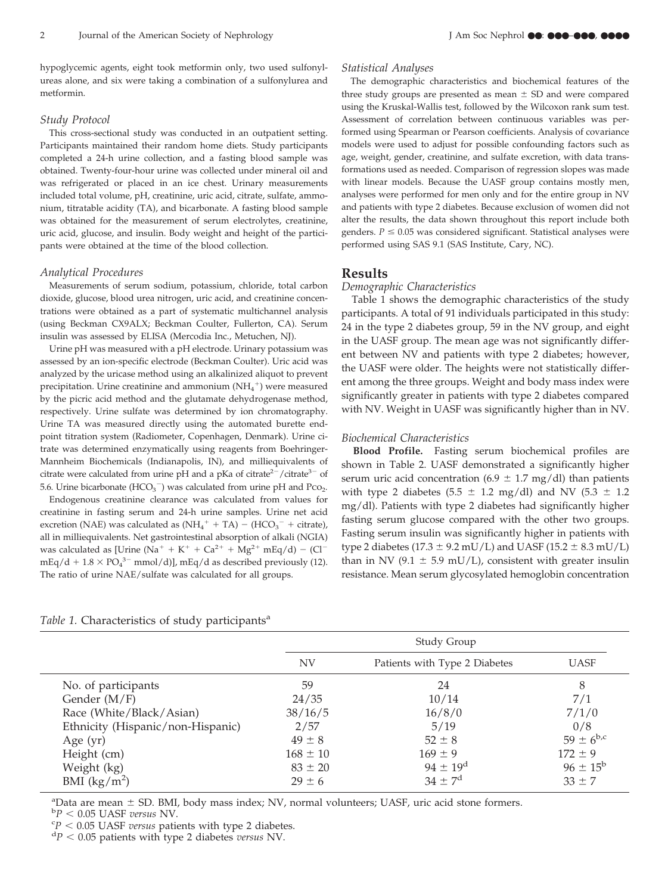hypoglycemic agents, eight took metformin only, two used sulfonylureas alone, and six were taking a combination of a sulfonylurea and metformin.

### Study Protocol

This cross-sectional study was conducted in an outpatient setting. Participants maintained their random home diets. Study participants completed a 24-h urine collection, and a fasting blood sample was obtained. Twenty-four-hour urine was collected under mineral oil and was refrigerated or placed in an ice chest. Urinary measurements included total volume, pH, creatinine, uric acid, citrate, sulfate, ammonium, titratable acidity (TA), and bicarbonate. A fasting blood sample was obtained for the measurement of serum electrolytes, creatinine, uric acid, glucose, and insulin. Body weight and height of the participants were obtained at the time of the blood collection.

### Analytical Procedures

Measurements of serum sodium, potassium, chloride, total carbon dioxide, glucose, blood urea nitrogen, uric acid, and creatinine concentrations were obtained as a part of systematic multichannel analysis (using Beckman CX9ALX; Beckman Coulter, Fullerton, CA). Serum insulin was assessed by ELISA (Mercodia Inc., Metuchen, NJ).

Urine pH was measured with a pH electrode. Urinary potassium was assessed by an ion-specific electrode (Beckman Coulter). Uric acid was analyzed by the uricase method using an alkalinized aliquot to prevent precipitation. Urine creatinine and ammonium ($NH_4^+$) were measured by the picric acid method and the glutamate dehydrogenase method, respectively. Urine sulfate was determined by ion chromatography. Urine TA was measured directly using the automated burette endpoint titration system (Radiometer, Copenhagen, Denmark). Urine citrate was determined enzymatically using reagents from Boehringer-Mannheim Biochemicals (Indianapolis, IN), and milliequivalents of citrate were calculated from urine pH and a pKa of citrate$^{2-}$/citrate$^{3-}$ of 5.6. Urine bicarbonate ($HCO_3^-$) was calculated from urine pH and $P_{CO_2}$.

Endogenous creatinine clearance was calculated from values for creatinine in fasting serum and 24-h urine samples. Urine net acid excretion (NAE) was calculated as ($NH_4^+$ + TA) − ($HCO_3^-$ + citrate), all in milliequivalents. Net gastrointestinal absorption of alkali (NGIA) was calculated as [Urine ($Na^+ + K^+ + Ca^{2+} + Mg^{2+}$ mEq/d) − ($Cl^-$ mEq/d + 1.8 × $PO_4^{3-}$ mmol/d)], mEq/d as described previously (12). The ratio of urine NAE/sulfate was calculated for all groups.

### Statistical Analyses

The demographic characteristics and biochemical features of the three study groups are presented as mean ± SD and were compared using the Kruskal-Wallis test, followed by the Wilcoxon rank sum test. Assessment of correlation between continuous variables was performed using Spearman or Pearson coefficients. Analysis of covariance models were used to adjust for possible confounding factors such as age, weight, gender, creatinine, and sulfate excretion, with data transformations used as needed. Comparison of regression slopes was made with linear models. Because the UASF group contains mostly men, analyses were performed for men only and for the entire group in NV and patients with type 2 diabetes. Because exclusion of women did not alter the results, the data shown throughout this report include both genders. $P \leq 0.05$ was considered significant. Statistical analyses were performed using SAS 9.1 (SAS Institute, Cary, NC).

## Results

### Demographic Characteristics

Table 1 shows the demographic characteristics of the study participants. A total of 91 individuals participated in this study: 24 in the type 2 diabetes group, 59 in the NV group, and eight in the UASF group. The mean age was not significantly different between NV and patients with type 2 diabetes; however, the UASF were older. The heights were not statistically different among the three groups. Weight and body mass index were significantly greater in patients with type 2 diabetes compared with NV. Weight in UASF was significantly higher than in NV.

### Biochemical Characteristics

**Blood Profile.** Fasting serum biochemical profiles are shown in Table 2. UASF demonstrated a significantly higher serum uric acid concentration (6.9 ± 1.7 mg/dl) than patients with type 2 diabetes (5.5 ± 1.2 mg/dl) and NV (5.3 ± 1.2 mg/dl). Patients with type 2 diabetes had significantly higher fasting serum glucose compared with the other two groups. Fasting serum insulin was significantly higher in patients with type 2 diabetes (17.3 ± 9.2 mU/L) and UASF (15.2 ± 8.3 mU/L) than in NV (9.1 ± 5.9 mU/L), consistent with greater insulin resistance. Mean serum glycosylated hemoglobin concentration

*Table 1.* Characteristics of study participants[a]

| | Study Group | | |
|---|---|---|---|
| | NV | Patients with Type 2 Diabetes | UASF |
| No. of participants | 59 | 24 | 8 |
| Gender (M/F) | 24/35 | 10/14 | 7/1 |
| Race (White/Black/Asian) | 38/16/5 | 16/8/0 | 7/1/0 |
| Ethnicity (Hispanic/non-Hispanic) | 2/57 | 5/19 | 0/8 |
| Age (yr) | 49 ± 8 | 52 ± 8 | 59 ± 6[b,c] |
| Height (cm) | 168 ± 10 | 169 ± 9 | 172 ± 9 |
| Weight (kg) | 83 ± 20 | 94 ± 19[d] | 96 ± 15[b] |
| BMI (kg/m$^2$) | 29 ± 6 | 34 ± 7[d] | 33 ± 7 |

[a]Data are mean ± SD. BMI, body mass index; NV, normal volunteers; UASF, uric acid stone formers.
[b]$P < 0.05$ UASF *versus* NV.
[c]$P < 0.05$ UASF *versus* patients with type 2 diabetes.
[d]$P < 0.05$ patients with type 2 diabetes *versus* NV.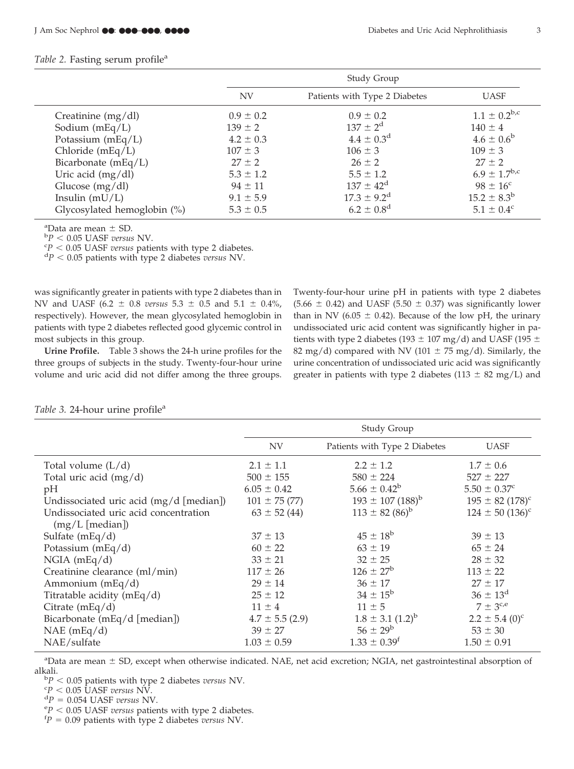*Table 2.* Fasting serum profile[a]

| | Study Group | | |
|---|---|---|---|
| | NV | Patients with Type 2 Diabetes | UASF |
| Creatinine (mg/dl) | 0.9 ± 0.2 | 0.9 ± 0.2 | 1.1 ± 0.2[b,c] |
| Sodium (mEq/L) | 139 ± 2 | 137 ± 2[d] | 140 ± 4 |
| Potassium (mEq/L) | 4.2 ± 0.3 | 4.4 ± 0.3[d] | 4.6 ± 0.6[b] |
| Chloride (mEq/L) | 107 ± 3 | 106 ± 3 | 109 ± 3 |
| Bicarbonate (mEq/L) | 27 ± 2 | 26 ± 2 | 27 ± 2 |
| Uric acid (mg/dl) | 5.3 ± 1.2 | 5.5 ± 1.2 | 6.9 ± 1.7[b,c] |
| Glucose (mg/dl) | 94 ± 11 | 137 ± 42[d] | 98 ± 16[c] |
| Insulin (mU/L) | 9.1 ± 5.9 | 17.3 ± 9.2[d] | 15.2 ± 8.3[b] |
| Glycosylated hemoglobin (%) | 5.3 ± 0.5 | 6.2 ± 0.8[d] | 5.1 ± 0.4[c] |

[a]Data are mean ± SD.
[b]$P < 0.05$ UASF *versus* NV.
[c]$P < 0.05$ UASF *versus* patients with type 2 diabetes.
[d]$P < 0.05$ patients with type 2 diabetes *versus* NV.

was significantly greater in patients with type 2 diabetes than in NV and UASF (6.2 ± 0.8 *versus* 5.3 ± 0.5 and 5.1 ± 0.4%, respectively). However, the mean glycosylated hemoglobin in patients with type 2 diabetes reflected good glycemic control in most subjects in this group.

**Urine Profile.** Table 3 shows the 24-h urine profiles for the three groups of subjects in the study. Twenty-four-hour urine volume and uric acid did not differ among the three groups. Twenty-four-hour urine pH in patients with type 2 diabetes (5.66 ± 0.42) and UASF (5.50 ± 0.37) was significantly lower than in NV (6.05 ± 0.42). Because of the low pH, the urinary undissociated uric acid content was significantly higher in patients with type 2 diabetes (193 ± 107 mg/d) and UASF (195 ± 82 mg/d) compared with NV (101 ± 75 mg/d). Similarly, the urine concentration of undissociated uric acid was significantly greater in patients with type 2 diabetes (113 ± 82 mg/L) and

*Table 3.* 24-hour urine profile[a]

| | Study Group | | |
|---|---|---|---|
| | NV | Patients with Type 2 Diabetes | UASF |
| Total volume (L/d) | 2.1 ± 1.1 | 2.2 ± 1.2 | 1.7 ± 0.6 |
| Total uric acid (mg/d) | 500 ± 155 | 580 ± 224 | 527 ± 227 |
| pH | 6.05 ± 0.42 | 5.66 ± 0.42[b] | 5.50 ± 0.37[c] |
| Undissociated uric acid (mg/d [median]) | 101 ± 75 (77) | 193 ± 107 (188)[b] | 195 ± 82 (178)[c] |
| Undissociated uric acid concentration (mg/L [median]) | 63 ± 52 (44) | 113 ± 82 (86)[b] | 124 ± 50 (136)[c] |
| Sulfate (mEq/d) | 37 ± 13 | 45 ± 18[b] | 39 ± 13 |
| Potassium (mEq/d) | 60 ± 22 | 63 ± 19 | 65 ± 24 |
| NGIA (mEq/d) | 33 ± 21 | 32 ± 25 | 28 ± 32 |
| Creatinine clearance (ml/min) | 117 ± 26 | 126 ± 27[b] | 113 ± 22 |
| Ammonium (mEq/d) | 29 ± 14 | 36 ± 17 | 27 ± 17 |
| Titratable acidity (mEq/d) | 25 ± 12 | 34 ± 15[b] | 36 ± 13[d] |
| Citrate (mEq/d) | 11 ± 4 | 11 ± 5 | 7 ± 3[c,e] |
| Bicarbonate (mEq/d [median]) | 4.7 ± 5.5 (2.9) | 1.8 ± 3.1 (1.2)[b] | 2.2 ± 5.4 (0)[c] |
| NAE (mEq/d) | 39 ± 27 | 56 ± 29[b] | 53 ± 30 |
| NAE/sulfate | 1.03 ± 0.59 | 1.33 ± 0.39[f] | 1.50 ± 0.91 |

[a]Data are mean ± SD, except when otherwise indicated. NAE, net acid excretion; NGIA, net gastrointestinal absorption of alkali.
[b]$P < 0.05$ patients with type 2 diabetes *versus* NV.
[c]$P < 0.05$ UASF *versus* NV.
[d]$P = 0.054$ UASF *versus* NV.
[e]$P < 0.05$ UASF *versus* patients with type 2 diabetes.
[f]$P = 0.09$ patients with type 2 diabetes *versus* NV.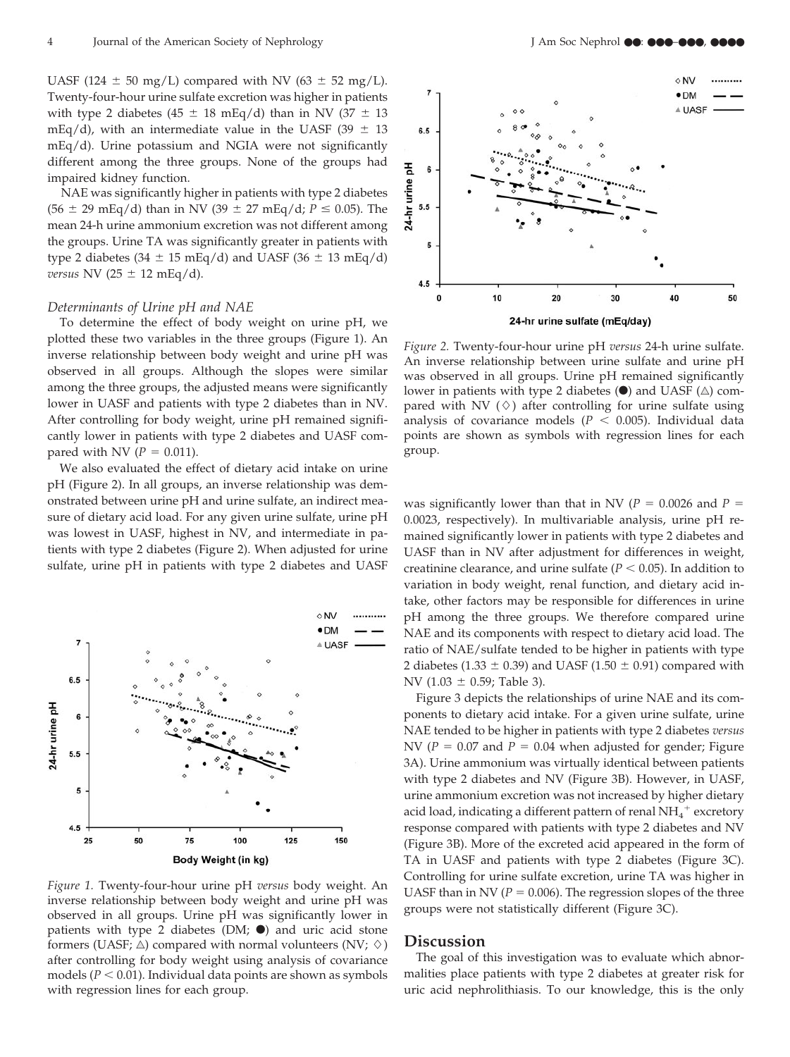UASF (124 ± 50 mg/L) compared with NV (63 ± 52 mg/L). Twenty-four-hour urine sulfate excretion was higher in patients with type 2 diabetes (45 ± 18 mEq/d) than in NV (37 ± 13 mEq/d), with an intermediate value in the UASF (39 ± 13 mEq/d). Urine potassium and NGIA were not significantly different among the three groups. None of the groups had impaired kidney function.

NAE was significantly higher in patients with type 2 diabetes (56 ± 29 mEq/d) than in NV (39 ± 27 mEq/d; $P \leq 0.05$). The mean 24-h urine ammonium excretion was not different among the groups. Urine TA was significantly greater in patients with type 2 diabetes (34 ± 15 mEq/d) and UASF (36 ± 13 mEq/d) *versus* NV (25 ± 12 mEq/d).

### *Determinants of Urine pH and NAE*

To determine the effect of body weight on urine pH, we plotted these two variables in the three groups (Figure 1). An inverse relationship between body weight and urine pH was observed in all groups. Although the slopes were similar among the three groups, the adjusted means were significantly lower in UASF and patients with type 2 diabetes than in NV. After controlling for body weight, urine pH remained significantly lower in patients with type 2 diabetes and UASF compared with NV ($P = 0.011$).

We also evaluated the effect of dietary acid intake on urine pH (Figure 2). In all groups, an inverse relationship was demonstrated between urine pH and urine sulfate, an indirect measure of dietary acid load. For any given urine sulfate, urine pH was lowest in UASF, highest in NV, and intermediate in patients with type 2 diabetes (Figure 2). When adjusted for urine sulfate, urine pH in patients with type 2 diabetes and UASF was significantly lower than that in NV ($P = 0.0026$ and $P = 0.0023$, respectively). In multivariable analysis, urine pH remained significantly lower in patients with type 2 diabetes and UASF than in NV after adjustment for differences in weight, creatinine clearance, and urine sulfate ($P < 0.05$). In addition to variation in body weight, renal function, and dietary acid intake, other factors may be responsible for differences in urine pH among the three groups. We therefore compared urine NAE and its components with respect to dietary acid load. The ratio of NAE/sulfate tended to be higher in patients with type 2 diabetes (1.33 ± 0.39) and UASF (1.50 ± 0.91) compared with NV (1.03 ± 0.59; Table 3).

Figure 1. Twenty-four-hour urine pH *versus* body weight. An inverse relationship between body weight and urine pH was observed in all groups. Urine pH was significantly lower in patients with type 2 diabetes (DM; ●) and uric acid stone formers (UASF; △) compared with normal volunteers (NV; ◇) after controlling for body weight using analysis of covariance models ($P < 0.01$). Individual data points are shown as symbols with regression lines for each group.

Figure 2. Twenty-four-hour urine pH *versus* 24-h urine sulfate. An inverse relationship between urine sulfate and urine pH was observed in all groups. Urine pH remained significantly lower in patients with type 2 diabetes (●) and UASF (△) compared with NV (◇) after controlling for urine sulfate using analysis of covariance models ($P < 0.005$). Individual data points are shown as symbols with regression lines for each group.

Figure 3 depicts the relationships of urine NAE and its components to dietary acid intake. For a given urine sulfate, urine NAE tended to be higher in patients with type 2 diabetes *versus* NV ($P = 0.07$ and $P = 0.04$ when adjusted for gender; Figure 3A). Urine ammonium was virtually identical between patients with type 2 diabetes and NV (Figure 3B). However, in UASF, urine ammonium excretion was not increased by higher dietary acid load, indicating a different pattern of renal $NH_4^+$ excretory response compared with patients with type 2 diabetes and NV (Figure 3B). More of the excreted acid appeared in the form of TA in UASF and patients with type 2 diabetes (Figure 3C). Controlling for urine sulfate excretion, urine TA was higher in UASF than in NV ($P = 0.006$). The regression slopes of the three groups were not statistically different (Figure 3C).

## Discussion

The goal of this investigation was to evaluate which abnormalities place patients with type 2 diabetes at greater risk for uric acid nephrolithiasis. To our knowledge, this is the only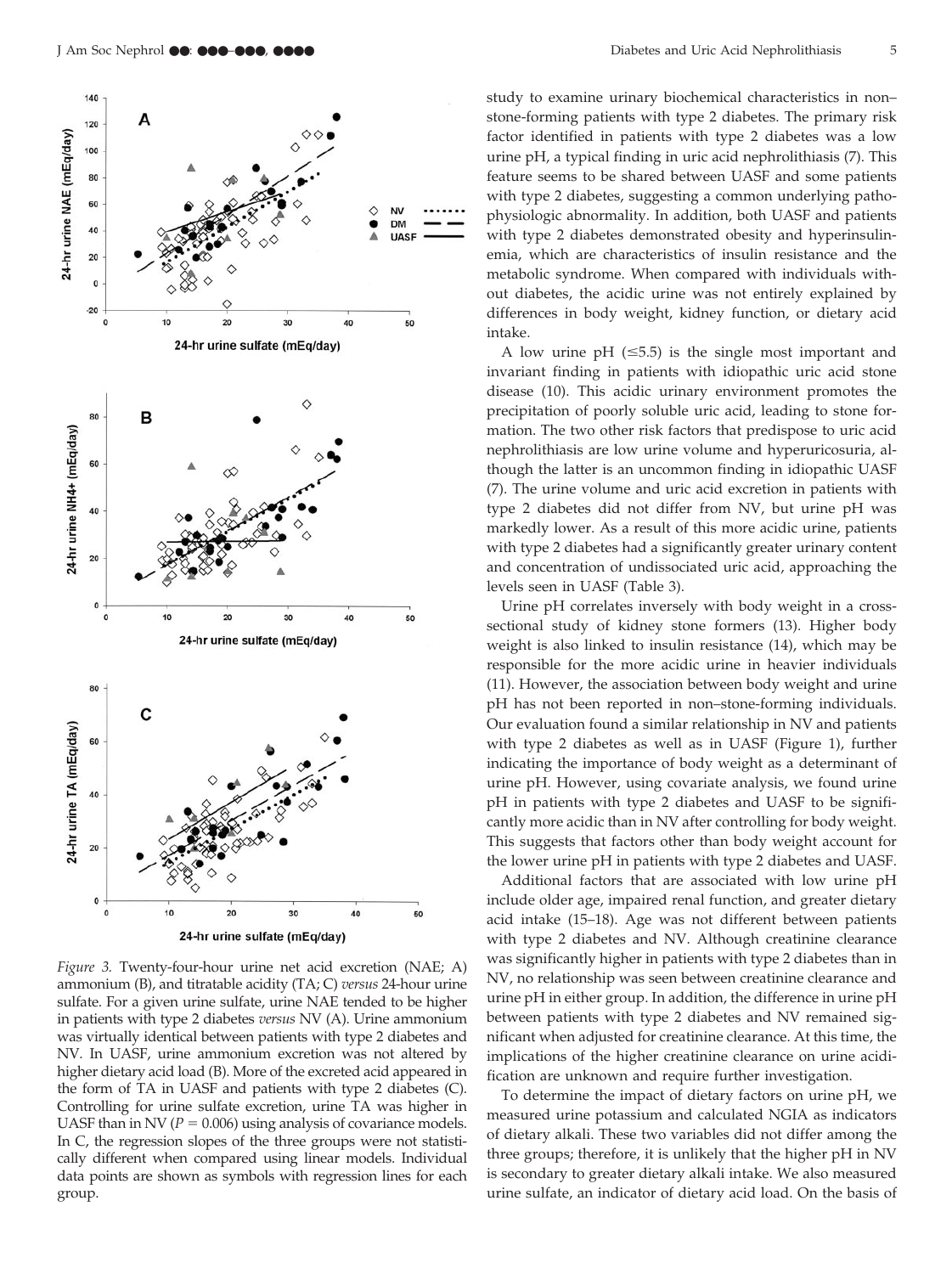*Figure 3.* Twenty-four-hour urine net acid excretion (NAE; A) ammonium (B), and titratable acidity (TA; C) *versus* 24-hour urine sulfate. For a given urine sulfate, urine NAE tended to be higher in patients with type 2 diabetes *versus* NV (A). Urine ammonium was virtually identical between patients with type 2 diabetes and NV. In UASF, urine ammonium excretion was not altered by higher dietary acid load (B). More of the excreted acid appeared in the form of TA in UASF and patients with type 2 diabetes (C). Controlling for urine sulfate excretion, urine TA was higher in UASF than in NV ($P = 0.006$) using analysis of covariance models. In C, the regression slopes of the three groups were not statistically different when compared using linear models. Individual data points are shown as symbols with regression lines for each group.

study to examine urinary biochemical characteristics in non–stone-forming patients with type 2 diabetes. The primary risk factor identified in patients with type 2 diabetes was a low urine pH, a typical finding in uric acid nephrolithiasis (7). This feature seems to be shared between UASF and some patients with type 2 diabetes, suggesting a common underlying pathophysiologic abnormality. In addition, both UASF and patients with type 2 diabetes demonstrated obesity and hyperinsulinemia, which are characteristics of insulin resistance and the metabolic syndrome. When compared with individuals without diabetes, the acidic urine was not entirely explained by differences in body weight, kidney function, or dietary acid intake.

A low urine pH ($\leq$5.5) is the single most important and invariant finding in patients with idiopathic uric acid stone disease (10). This acidic urinary environment promotes the precipitation of poorly soluble uric acid, leading to stone formation. The two other risk factors that predispose to uric acid nephrolithiasis are low urine volume and hyperuricosuria, although the latter is an uncommon finding in idiopathic UASF (7). The urine volume and uric acid excretion in patients with type 2 diabetes did not differ from NV, but urine pH was markedly lower. As a result of this more acidic urine, patients with type 2 diabetes had a significantly greater urinary content and concentration of undissociated uric acid, approaching the levels seen in UASF (Table 3).

Urine pH correlates inversely with body weight in a cross-sectional study of kidney stone formers (13). Higher body weight is also linked to insulin resistance (14), which may be responsible for the more acidic urine in heavier individuals (11). However, the association between body weight and urine pH has not been reported in non–stone-forming individuals. Our evaluation found a similar relationship in NV and patients with type 2 diabetes as well as in UASF (Figure 1), further indicating the importance of body weight as a determinant of urine pH. However, using covariate analysis, we found urine pH in patients with type 2 diabetes and UASF to be significantly more acidic than in NV after controlling for body weight. This suggests that factors other than body weight account for the lower urine pH in patients with type 2 diabetes and UASF.

Additional factors that are associated with low urine pH include older age, impaired renal function, and greater dietary acid intake (15–18). Age was not different between patients with type 2 diabetes and NV. Although creatinine clearance was significantly higher in patients with type 2 diabetes than in NV, no relationship was seen between creatinine clearance and urine pH in either group. In addition, the difference in urine pH between patients with type 2 diabetes and NV remained significant when adjusted for creatinine clearance. At this time, the implications of the higher creatinine clearance on urine acidification are unknown and require further investigation.

To determine the impact of dietary factors on urine pH, we measured urine potassium and calculated NGIA as indicators of dietary alkali. These two variables did not differ among the three groups; therefore, it is unlikely that the higher pH in NV is secondary to greater dietary alkali intake. We also measured urine sulfate, an indicator of dietary acid load. On the basis of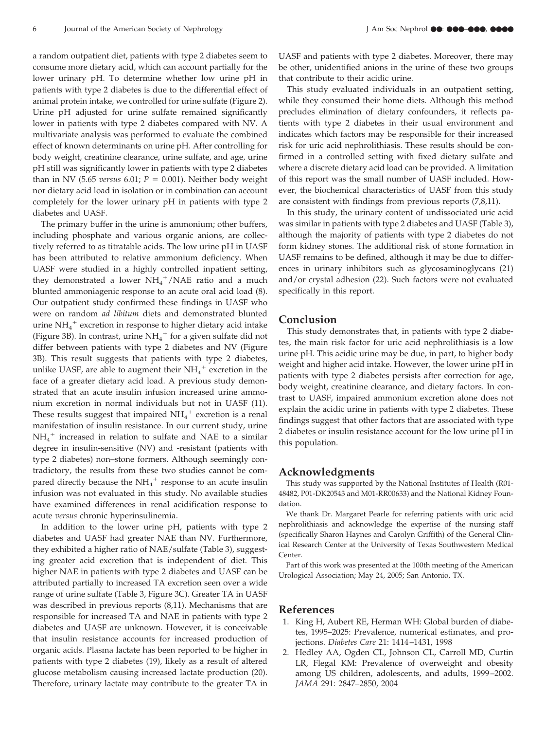a random outpatient diet, patients with type 2 diabetes seem to consume more dietary acid, which can account partially for the lower urinary pH. To determine whether low urine pH in patients with type 2 diabetes is due to the differential effect of animal protein intake, we controlled for urine sulfate (Figure 2). Urine pH adjusted for urine sulfate remained significantly lower in patients with type 2 diabetes compared with NV. A multivariate analysis was performed to evaluate the combined effect of known determinants on urine pH. After controlling for body weight, creatinine clearance, urine sulfate, and age, urine pH still was significantly lower in patients with type 2 diabetes than in NV (5.65 *versus* 6.01; $P = 0.001$). Neither body weight nor dietary acid load in isolation or in combination can account completely for the lower urinary pH in patients with type 2 diabetes and UASF.

The primary buffer in the urine is ammonium; other buffers, including phosphate and various organic anions, are collectively referred to as titratable acids. The low urine pH in UASF has been attributed to relative ammonium deficiency. When UASF were studied in a highly controlled inpatient setting, they demonstrated a lower $NH_4^+$/NAE ratio and a much blunted ammoniagenic response to an acute oral acid load (8). Our outpatient study confirmed these findings in UASF who were on random *ad libitum* diets and demonstrated blunted urine $NH_4^+$ excretion in response to higher dietary acid intake (Figure 3B). In contrast, urine $NH_4^+$ for a given sulfate did not differ between patients with type 2 diabetes and NV (Figure 3B). This result suggests that patients with type 2 diabetes, unlike UASF, are able to augment their $NH_4^+$ excretion in the face of a greater dietary acid load. A previous study demonstrated that an acute insulin infusion increased urine ammonium excretion in normal individuals but not in UASF (11). These results suggest that impaired $NH_4^+$ excretion is a renal manifestation of insulin resistance. In our current study, urine $NH_4^+$ increased in relation to sulfate and NAE to a similar degree in insulin-sensitive (NV) and -resistant (patients with type 2 diabetes) non–stone formers. Although seemingly contradictory, the results from these two studies cannot be compared directly because the $NH_4^+$ response to an acute insulin infusion was not evaluated in this study. No available studies have examined differences in renal acidification response to acute *versus* chronic hyperinsulinemia.

In addition to the lower urine pH, patients with type 2 diabetes and UASF had greater NAE than NV. Furthermore, they exhibited a higher ratio of NAE/sulfate (Table 3), suggesting greater acid excretion that is independent of diet. This higher NAE in patients with type 2 diabetes and UASF can be attributed partially to increased TA excretion seen over a wide range of urine sulfate (Table 3, Figure 3C). Greater TA in UASF was described in previous reports (8,11). Mechanisms that are responsible for increased TA and NAE in patients with type 2 diabetes and UASF are unknown. However, it is conceivable that insulin resistance accounts for increased production of organic acids. Plasma lactate has been reported to be higher in patients with type 2 diabetes (19), likely as a result of altered glucose metabolism causing increased lactate production (20). Therefore, urinary lactate may contribute to the greater TA in UASF and patients with type 2 diabetes. Moreover, there may be other, unidentified anions in the urine of these two groups that contribute to their acidic urine.

This study evaluated individuals in an outpatient setting, while they consumed their home diets. Although this method precludes elimination of dietary confounders, it reflects patients with type 2 diabetes in their usual environment and indicates which factors may be responsible for their increased risk for uric acid nephrolithiasis. These results should be confirmed in a controlled setting with fixed dietary sulfate and where a discrete dietary acid load can be provided. A limitation of this report was the small number of UASF included. However, the biochemical characteristics of UASF from this study are consistent with findings from previous reports (7,8,11).

In this study, the urinary content of undissociated uric acid was similar in patients with type 2 diabetes and UASF (Table 3), although the majority of patients with type 2 diabetes do not form kidney stones. The additional risk of stone formation in UASF remains to be defined, although it may be due to differences in urinary inhibitors such as glycosaminoglycans (21) and/or crystal adhesion (22). Such factors were not evaluated specifically in this report.

## Conclusion

This study demonstrates that, in patients with type 2 diabetes, the main risk factor for uric acid nephrolithiasis is a low urine pH. This acidic urine may be due, in part, to higher body weight and higher acid intake. However, the lower urine pH in patients with type 2 diabetes persists after correction for age, body weight, creatinine clearance, and dietary factors. In contrast to UASF, impaired ammonium excretion alone does not explain the acidic urine in patients with type 2 diabetes. These findings suggest that other factors that are associated with type 2 diabetes or insulin resistance account for the low urine pH in this population.

## Acknowledgments

This study was supported by the National Institutes of Health (R01-48482, P01-DK20543 and M01-RR00633) and the National Kidney Foundation.

We thank Dr. Margaret Pearle for referring patients with uric acid nephrolithiasis and acknowledge the expertise of the nursing staff (specifically Sharon Haynes and Carolyn Griffith) of the General Clinical Research Center at the University of Texas Southwestern Medical Center.

Part of this work was presented at the 100th meeting of the American Urological Association; May 24, 2005; San Antonio, TX.

## References

1. King H, Aubert RE, Herman WH: Global burden of diabetes, 1995–2025: Prevalence, numerical estimates, and projections. *Diabetes Care* 21: 1414–1431, 1998
2. Hedley AA, Ogden CL, Johnson CL, Carroll MD, Curtin LR, Flegal KM: Prevalence of overweight and obesity among US children, adolescents, and adults, 1999–2002. *JAMA* 291: 2847–2850, 2004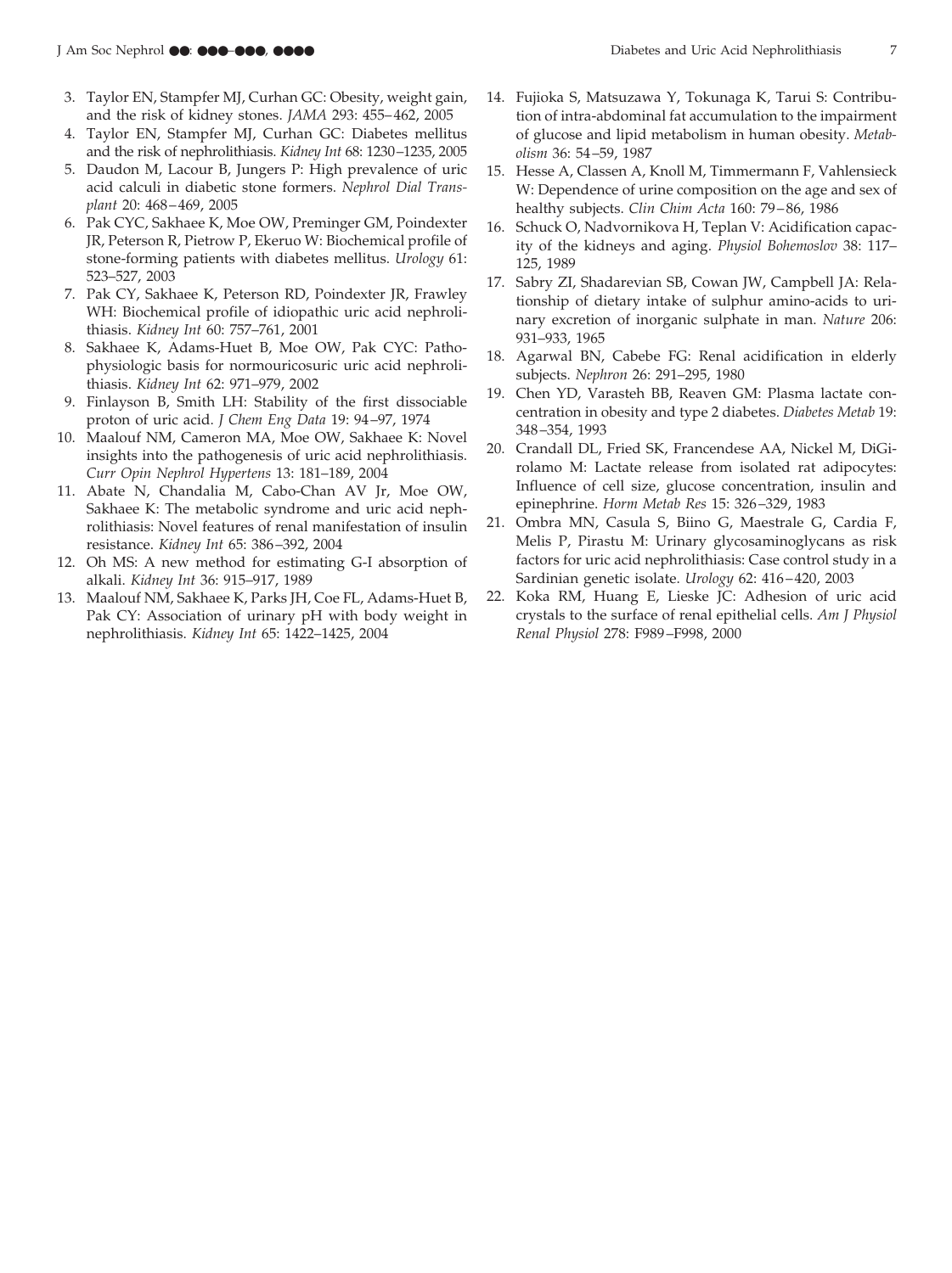3. Taylor EN, Stampfer MJ, Curhan GC: Obesity, weight gain, and the risk of kidney stones. *JAMA* 293: 455–462, 2005
4. Taylor EN, Stampfer MJ, Curhan GC: Diabetes mellitus and the risk of nephrolithiasis. *Kidney Int* 68: 1230–1235, 2005
5. Daudon M, Lacour B, Jungers P: High prevalence of uric acid calculi in diabetic stone formers. *Nephrol Dial Transplant* 20: 468–469, 2005
6. Pak CYC, Sakhaee K, Moe OW, Preminger GM, Poindexter JR, Peterson R, Pietrow P, Ekeruo W: Biochemical profile of stone-forming patients with diabetes mellitus. *Urology* 61: 523–527, 2003
7. Pak CY, Sakhaee K, Peterson RD, Poindexter JR, Frawley WH: Biochemical profile of idiopathic uric acid nephrolithiasis. *Kidney Int* 60: 757–761, 2001
8. Sakhaee K, Adams-Huet B, Moe OW, Pak CYC: Pathophysiologic basis for normouricosuric uric acid nephrolithiasis. *Kidney Int* 62: 971–979, 2002
9. Finlayson B, Smith LH: Stability of the first dissociable proton of uric acid. *J Chem Eng Data* 19: 94–97, 1974
10. Maalouf NM, Cameron MA, Moe OW, Sakhaee K: Novel insights into the pathogenesis of uric acid nephrolithiasis. *Curr Opin Nephrol Hypertens* 13: 181–189, 2004
11. Abate N, Chandalia M, Cabo-Chan AV Jr, Moe OW, Sakhaee K: The metabolic syndrome and uric acid nephrolithiasis: Novel features of renal manifestation of insulin resistance. *Kidney Int* 65: 386–392, 2004
12. Oh MS: A new method for estimating G-I absorption of alkali. *Kidney Int* 36: 915–917, 1989
13. Maalouf NM, Sakhaee K, Parks JH, Coe FL, Adams-Huet B, Pak CY: Association of urinary pH with body weight in nephrolithiasis. *Kidney Int* 65: 1422–1425, 2004
14. Fujioka S, Matsuzawa Y, Tokunaga K, Tarui S: Contribution of intra-abdominal fat accumulation to the impairment of glucose and lipid metabolism in human obesity. *Metabolism* 36: 54–59, 1987
15. Hesse A, Classen A, Knoll M, Timmermann F, Vahlensieck W: Dependence of urine composition on the age and sex of healthy subjects. *Clin Chim Acta* 160: 79–86, 1986
16. Schuck O, Nadvornikova H, Teplan V: Acidification capacity of the kidneys and aging. *Physiol Bohemoslov* 38: 117–125, 1989
17. Sabry ZI, Shadarevian SB, Cowan JW, Campbell JA: Relationship of dietary intake of sulphur amino-acids to urinary excretion of inorganic sulphate in man. *Nature* 206: 931–933, 1965
18. Agarwal BN, Cabebe FG: Renal acidification in elderly subjects. *Nephron* 26: 291–295, 1980
19. Chen YD, Varasteh BB, Reaven GM: Plasma lactate concentration in obesity and type 2 diabetes. *Diabetes Metab* 19: 348–354, 1993
20. Crandall DL, Fried SK, Francendese AA, Nickel M, DiGirolamo M: Lactate release from isolated rat adipocytes: Influence of cell size, glucose concentration, insulin and epinephrine. *Horm Metab Res* 15: 326–329, 1983
21. Ombra MN, Casula S, Biino G, Maestrale G, Cardia F, Melis P, Pirastu M: Urinary glycosaminoglycans as risk factors for uric acid nephrolithiasis: Case control study in a Sardinian genetic isolate. *Urology* 62: 416–420, 2003
22. Koka RM, Huang E, Lieske JC: Adhesion of uric acid crystals to the surface of renal epithelial cells. *Am J Physiol Renal Physiol* 278: F989–F998, 2000